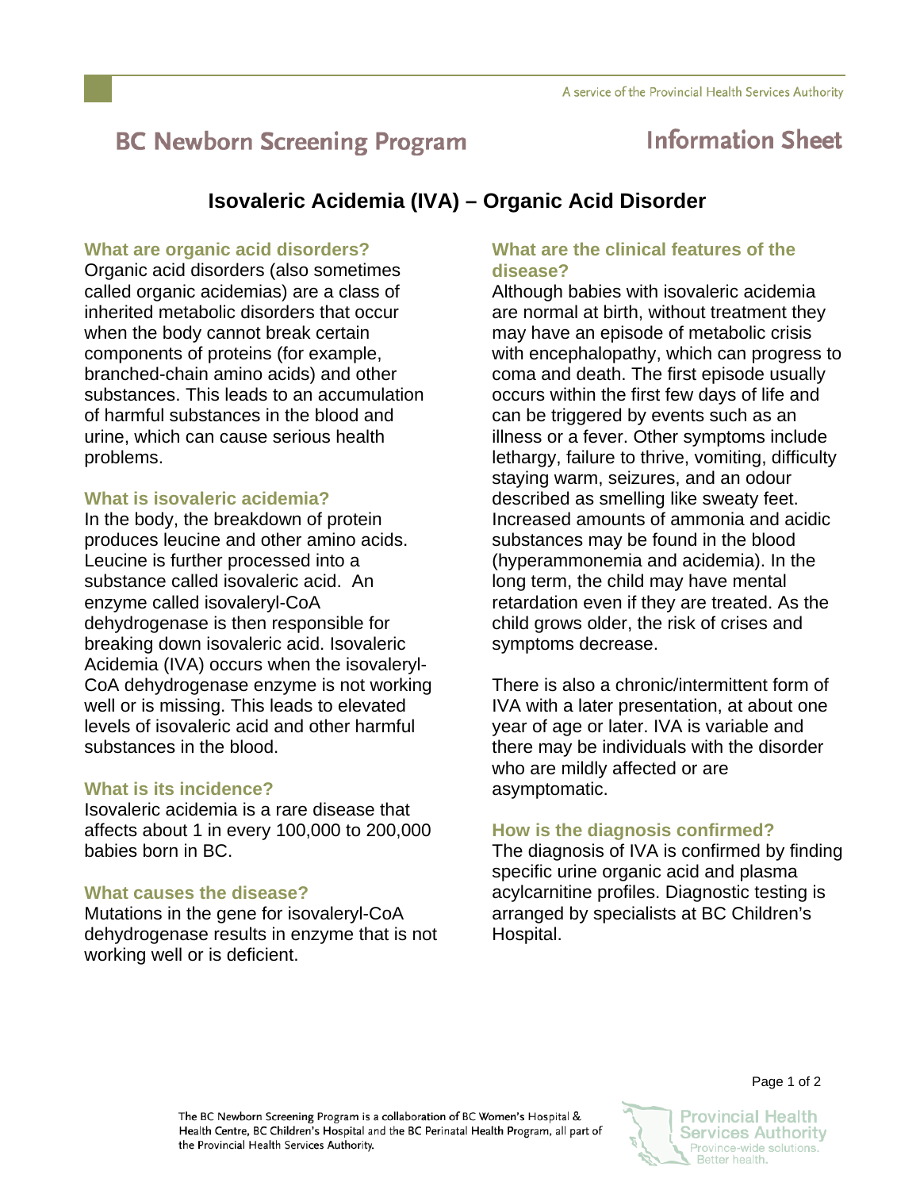BC Newborn Screening Program

Information Sheet

# Isovaleric Acidemia (IVA) – Organic Acid Disorder

## What are organic acid disorders?

Organic acid disorders (also sometimes called organic acidemias) are a class of inherited metabolic disorders that occur when the body cannot break certain components of proteins (for example, branched-chain amino acids) and other substances. This leads to an accumulation of harmful substances in the blood and urine, which can cause serious health problems.

## What is isovaleric acidemia?

In the body, the breakdown of protein produces leucine and other amino acids. Leucine is further processed into a substance called isovaleric acid. An enzyme called isovaleryl-CoA dehydrogenase is then responsible for breaking down isovaleric acid. Isovaleric Acidemia (IVA) occurs when the isovaleryl-CoA dehydrogenase enzyme is not working well or is missing. This leads to elevated levels of isovaleric acid and other harmful substances in the blood.

## What is its incidence?

Isovaleric acidemia is a rare disease that affects about 1 in every 100,000 to 200,000 babies born in BC.

## What causes the disease?

Mutations in the gene for isovaleryl-CoA dehydrogenase results in enzyme that is not working well or is deficient.

## What are the clinical features of the disease?

Although babies with isovaleric acidemia are normal at birth, without treatment they may have an episode of metabolic crisis with encephalopathy, which can progress to coma and death. The first episode usually occurs within the first few days of life and can be triggered by events such as an illness or a fever. Other symptoms include lethargy, failure to thrive, vomiting, difficulty staying warm, seizures, and an odour described as smelling like sweaty feet. Increased amounts of ammonia and acidic substances may be found in the blood (hyperammonemia and acidemia). In the long term, the child may have mental retardation even if they are treated. As the child grows older, the risk of crises and symptoms decrease.

There is also a chronic/intermittent form of IVA with a later presentation, at about one year of age or later. IVA is variable and there may be individuals with the disorder who are mildly affected or are asymptomatic.

## How is the diagnosis confirmed?

The diagnosis of IVA is confirmed by finding specific urine organic acid and plasma acylcarnitine profiles. Diagnostic testing is arranged by specialists at BC Children's Hospital.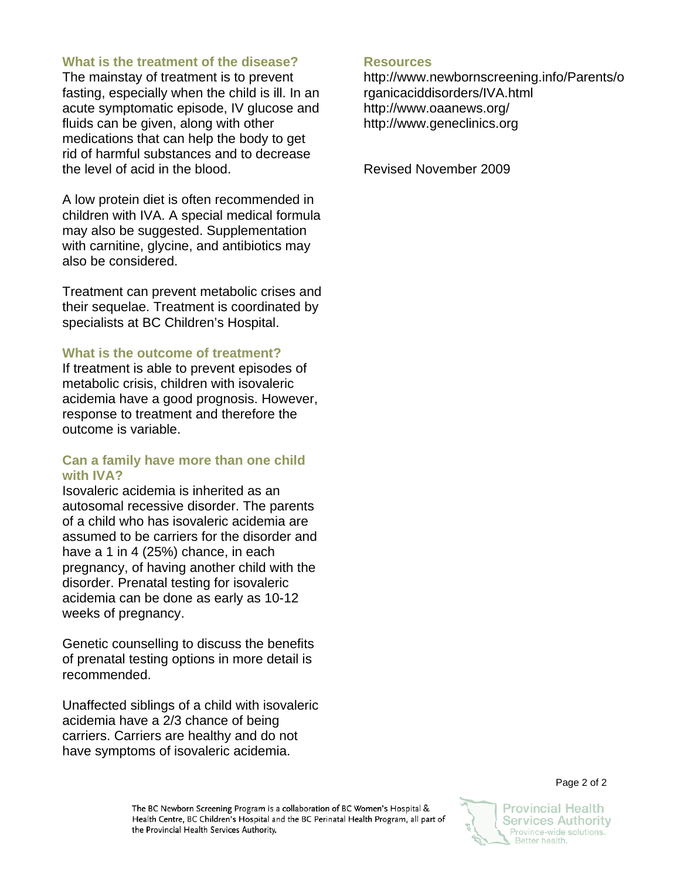### What is the treatment of the disease?

The mainstay of treatment is to prevent fasting, especially when the child is ill. In an acute symptomatic episode, IV glucose and fluids can be given, along with other medications that can help the body to get rid of harmful substances and to decrease the level of acid in the blood.

A low protein diet is often recommended in children with IVA. A special medical formula may also be suggested. Supplementation with carnitine, glycine, and antibiotics may also be considered.

Treatment can prevent metabolic crises and their sequelae. Treatment is coordinated by specialists at BC Children's Hospital.

### What is the outcome of treatment?

If treatment is able to prevent episodes of metabolic crisis, children with isovaleric acidemia have a good prognosis. However, response to treatment and therefore the outcome is variable.

### Can a family have more than one child with IVA?

Isovaleric acidemia is inherited as an autosomal recessive disorder. The parents of a child who has isovaleric acidemia are assumed to be carriers for the disorder and have a 1 in 4 (25%) chance, in each pregnancy, of having another child with the disorder. Prenatal testing for isovaleric acidemia can be done as early as 10-12 weeks of pregnancy.

Genetic counselling to discuss the benefits of prenatal testing options in more detail is recommended.

Unaffected siblings of a child with isovaleric acidemia have a 2/3 chance of being carriers. Carriers are healthy and do not have symptoms of isovaleric acidemia.

### Resources

http://www.newbornscreening.info/Parents/organicaciddisorders/IVA.html
http://www.oaanews.org/
http://www.geneclinics.org

Revised November 2009

The BC Newborn Screening Program is a collaboration of BC Women's Hospital & Health Centre, BC Children's Hospital and the BC Perinatal Health Program, all part of the Provincial Health Services Authority.

Provincial Health Services Authority
Province-wide solutions. Better health.